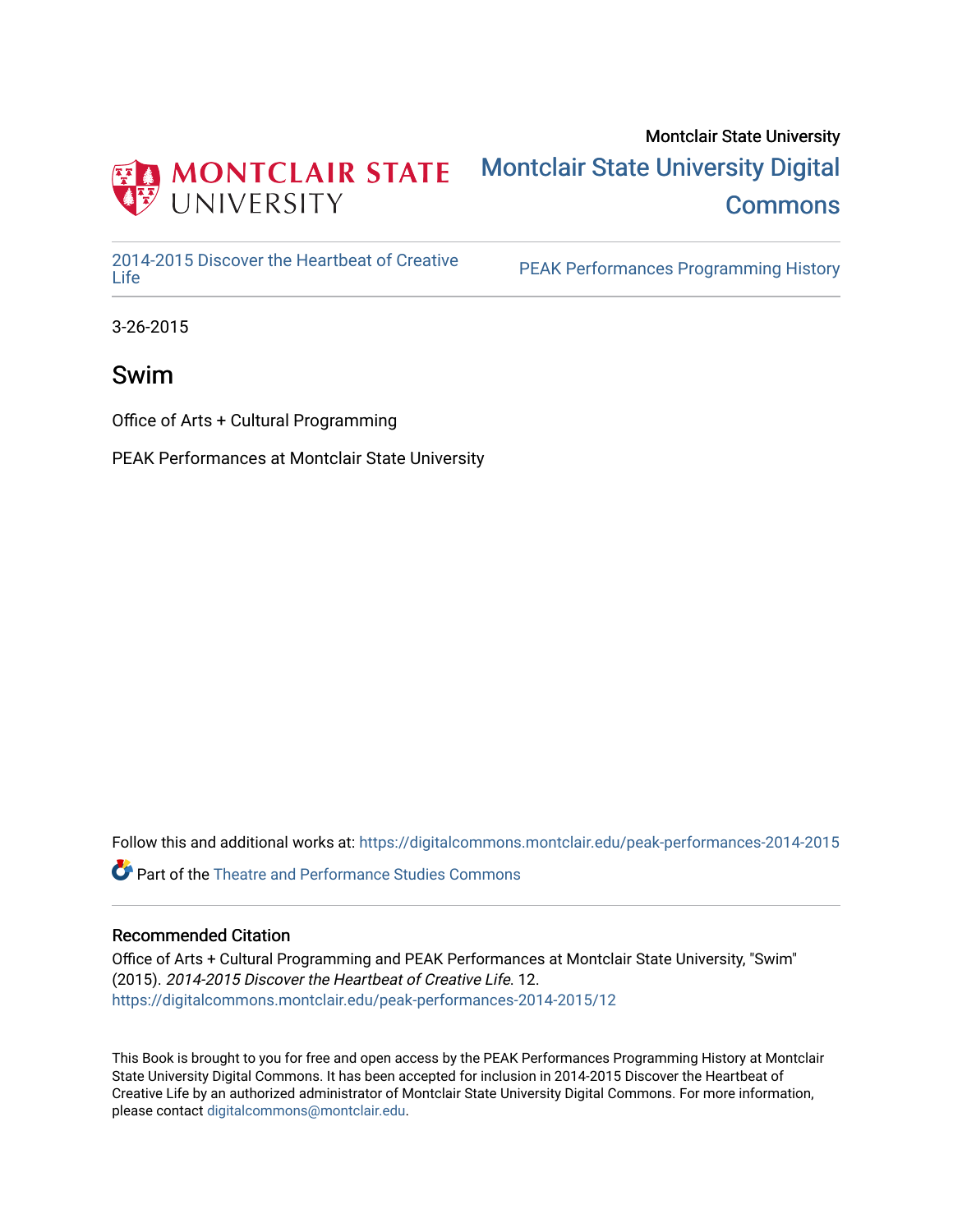Montclair State University

# Montclair State University Digital Commons

2014-2015 Discover the Heartbeat of Creative Life

PEAK Performances Programming History

3-26-2015

## Swim

Office of Arts + Cultural Programming

PEAK Performances at Montclair State University

Follow this and additional works at: https://digitalcommons.montclair.edu/peak-performances-2014-2015

Part of the Theatre and Performance Studies Commons

### Recommended Citation

Office of Arts + Cultural Programming and PEAK Performances at Montclair State University, "Swim" (2015). *2014-2015 Discover the Heartbeat of Creative Life*. 12.
https://digitalcommons.montclair.edu/peak-performances-2014-2015/12

This Book is brought to you for free and open access by the PEAK Performances Programming History at Montclair State University Digital Commons. It has been accepted for inclusion in 2014-2015 Discover the Heartbeat of Creative Life by an authorized administrator of Montclair State University Digital Commons. For more information, please contact digitalcommons@montclair.edu.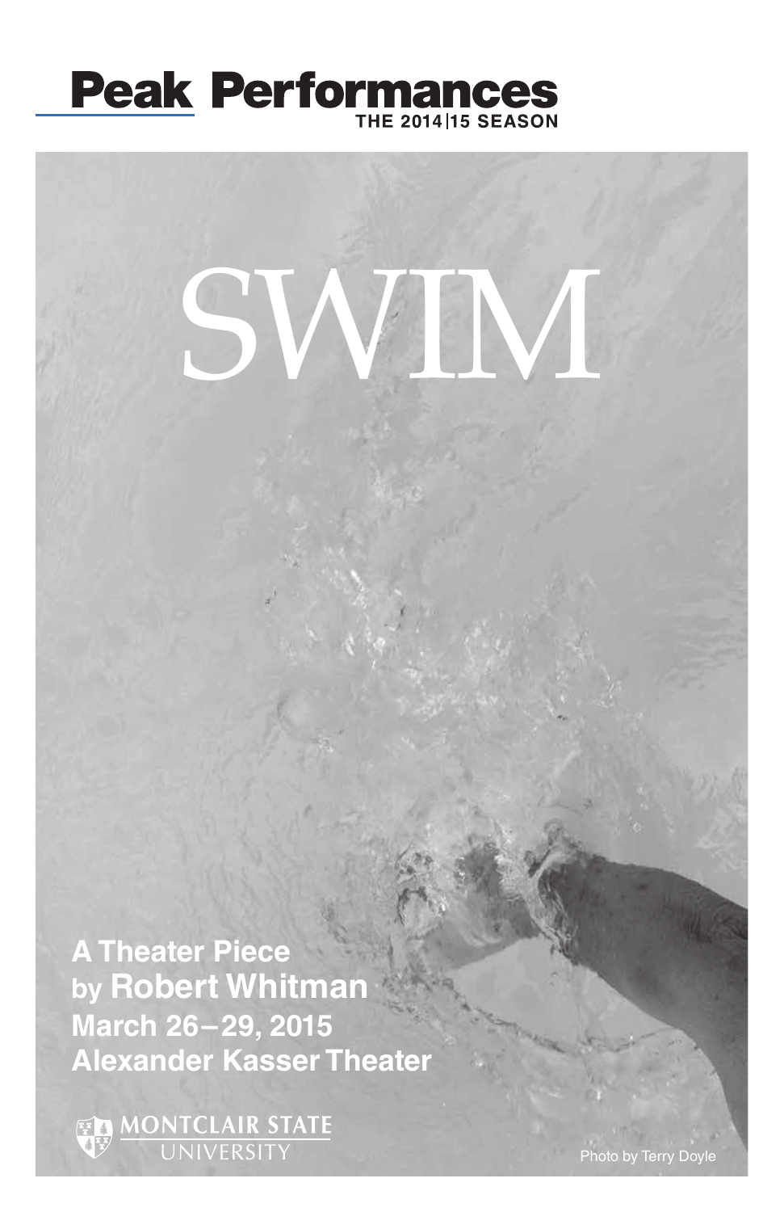# Peak Performances

THE 2014|15 SEASON

# SWIM

**A Theater Piece**
**by Robert Whitman**
**March 26–29, 2015**
**Alexander Kasser Theater**

MONTCLAIR STATE UNIVERSITY

Photo by Terry Doyle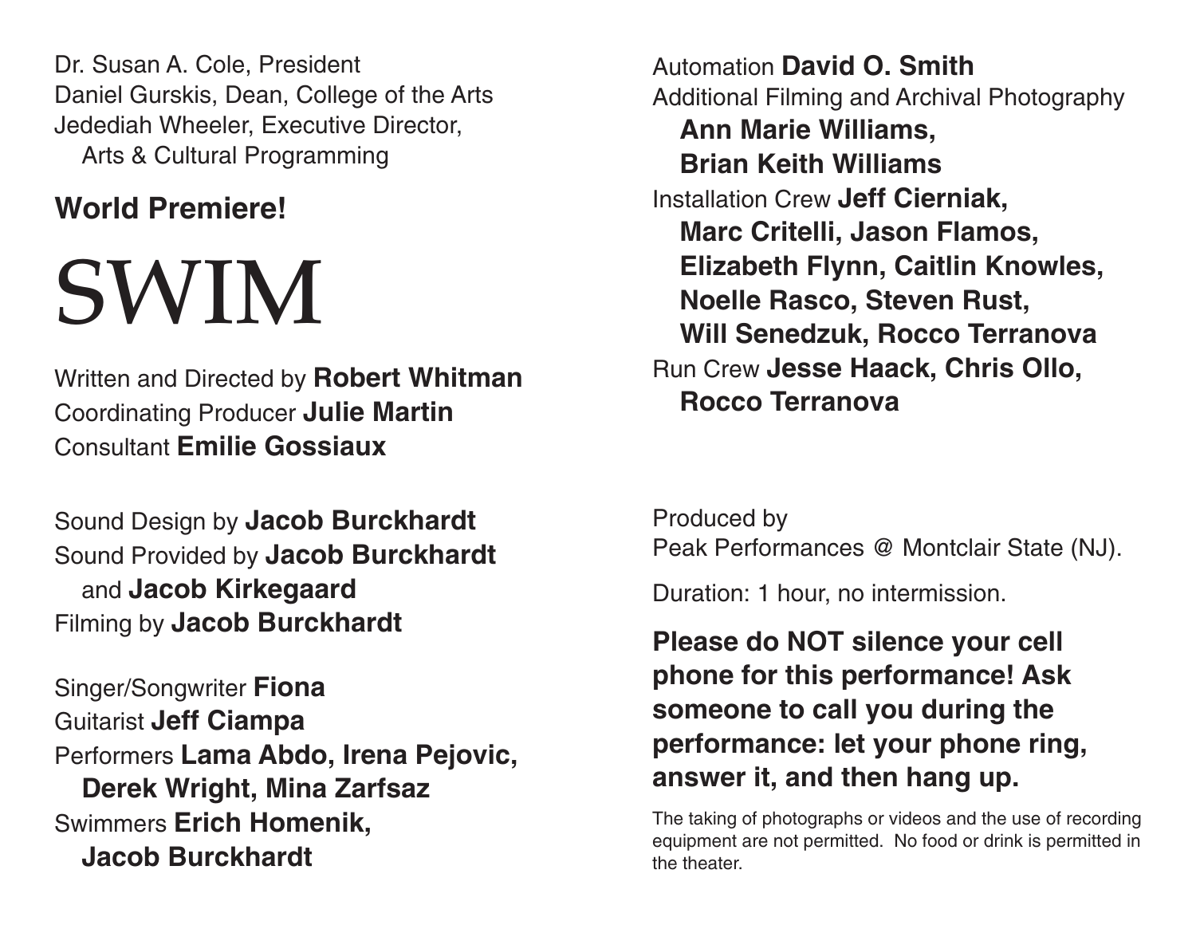Dr. Susan A. Cole, President
Daniel Gurskis, Dean, College of the Arts
Jedediah Wheeler, Executive Director,
Arts & Cultural Programming

**World Premiere!**

# SWIM

Written and Directed by **Robert Whitman**
Coordinating Producer **Julie Martin**
Consultant **Emilie Gossiaux**

Sound Design by **Jacob Burckhardt**
Sound Provided by **Jacob Burckhardt** and **Jacob Kirkegaard**
Filming by **Jacob Burckhardt**

Singer/Songwriter **Fiona**
Guitarist **Jeff Ciampa**
Performers **Lama Abdo, Irena Pejovic, Derek Wright, Mina Zarfsaz**
Swimmers **Erich Homenik, Jacob Burckhardt**

Automation **David O. Smith**
Additional Filming and Archival Photography **Ann Marie Williams, Brian Keith Williams**
Installation Crew **Jeff Cierniak, Marc Critelli, Jason Flamos, Elizabeth Flynn, Caitlin Knowles, Noelle Rasco, Steven Rust, Will Senedzuk, Rocco Terranova**
Run Crew **Jesse Haack, Chris Ollo, Rocco Terranova**

Produced by
Peak Performances @ Montclair State (NJ).

Duration: 1 hour, no intermission.

**Please do NOT silence your cell phone for this performance! Ask someone to call you during the performance: let your phone ring, answer it, and then hang up.**

The taking of photographs or videos and the use of recording equipment are not permitted. No food or drink is permitted in the theater.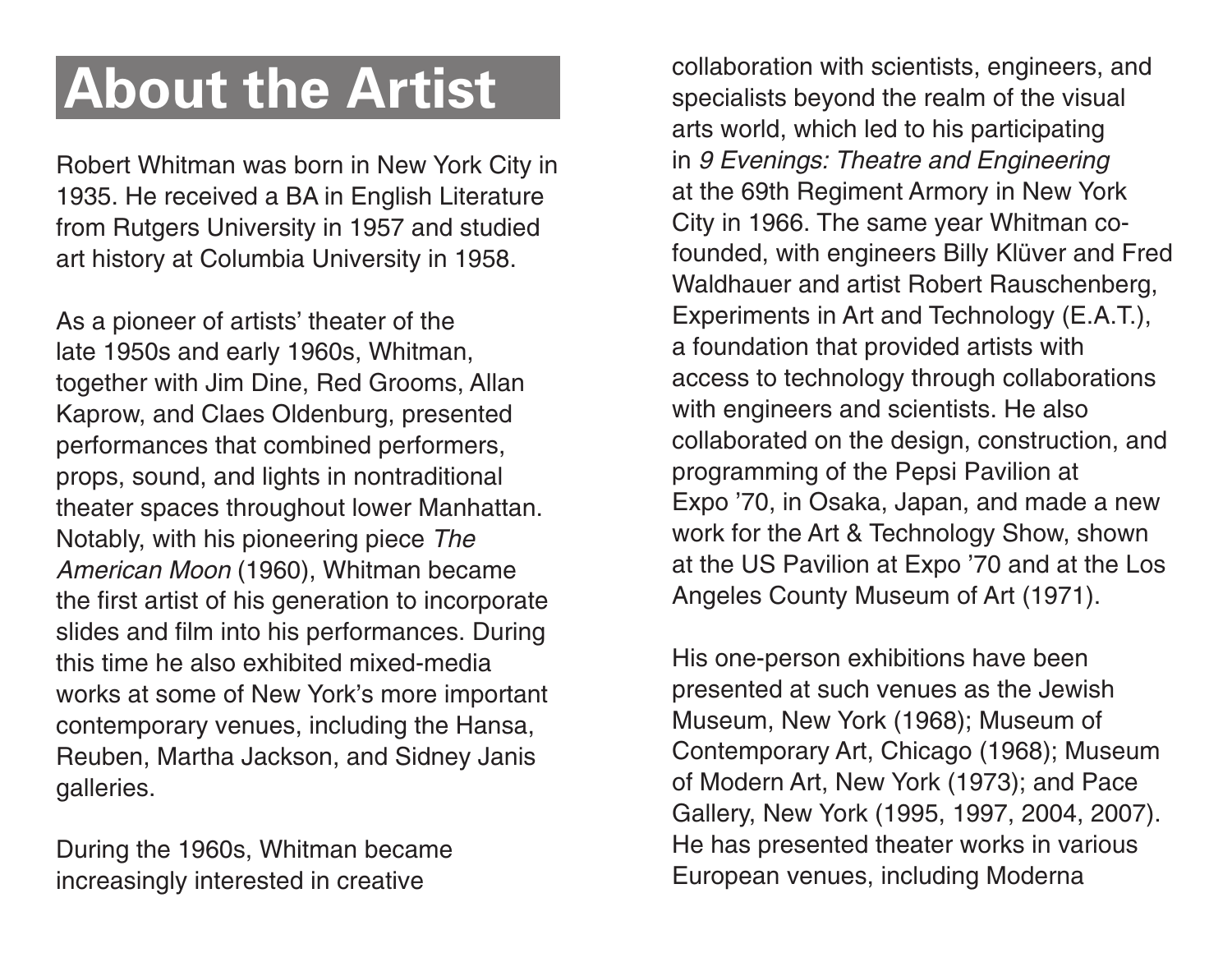# About the Artist

Robert Whitman was born in New York City in 1935. He received a BA in English Literature from Rutgers University in 1957 and studied art history at Columbia University in 1958.

As a pioneer of artists' theater of the late 1950s and early 1960s, Whitman, together with Jim Dine, Red Grooms, Allan Kaprow, and Claes Oldenburg, presented performances that combined performers, props, sound, and lights in nontraditional theater spaces throughout lower Manhattan. Notably, with his pioneering piece *The American Moon* (1960), Whitman became the first artist of his generation to incorporate slides and film into his performances. During this time he also exhibited mixed-media works at some of New York's more important contemporary venues, including the Hansa, Reuben, Martha Jackson, and Sidney Janis galleries.

During the 1960s, Whitman became increasingly interested in creative collaboration with scientists, engineers, and specialists beyond the realm of the visual arts world, which led to his participating in *9 Evenings: Theatre and Engineering* at the 69th Regiment Armory in New York City in 1966. The same year Whitman co-founded, with engineers Billy Klüver and Fred Waldhauer and artist Robert Rauschenberg, Experiments in Art and Technology (E.A.T.), a foundation that provided artists with access to technology through collaborations with engineers and scientists. He also collaborated on the design, construction, and programming of the Pepsi Pavilion at Expo '70, in Osaka, Japan, and made a new work for the Art & Technology Show, shown at the US Pavilion at Expo '70 and at the Los Angeles County Museum of Art (1971).

His one-person exhibitions have been presented at such venues as the Jewish Museum, New York (1968); Museum of Contemporary Art, Chicago (1968); Museum of Modern Art, New York (1973); and Pace Gallery, New York (1995, 1997, 2004, 2007). He has presented theater works in various European venues, including Moderna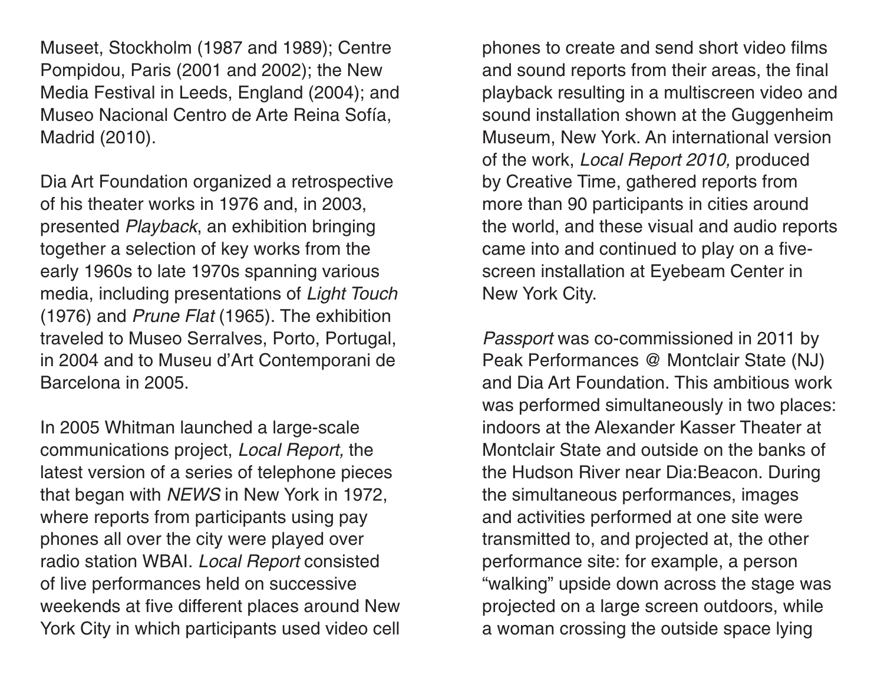Museet, Stockholm (1987 and 1989); Centre Pompidou, Paris (2001 and 2002); the New Media Festival in Leeds, England (2004); and Museo Nacional Centro de Arte Reina Sofía, Madrid (2010).

Dia Art Foundation organized a retrospective of his theater works in 1976 and, in 2003, presented *Playback*, an exhibition bringing together a selection of key works from the early 1960s to late 1970s spanning various media, including presentations of *Light Touch* (1976) and *Prune Flat* (1965). The exhibition traveled to Museo Serralves, Porto, Portugal, in 2004 and to Museu d'Art Contemporani de Barcelona in 2005.

In 2005 Whitman launched a large-scale communications project, *Local Report,* the latest version of a series of telephone pieces that began with *NEWS* in New York in 1972, where reports from participants using pay phones all over the city were played over radio station WBAI. *Local Report* consisted of live performances held on successive weekends at five different places around New York City in which participants used video cell phones to create and send short video films and sound reports from their areas, the final playback resulting in a multiscreen video and sound installation shown at the Guggenheim Museum, New York. An international version of the work, *Local Report 2010,* produced by Creative Time, gathered reports from more than 90 participants in cities around the world, and these visual and audio reports came into and continued to play on a five-screen installation at Eyebeam Center in New York City.

*Passport* was co-commissioned in 2011 by Peak Performances @ Montclair State (NJ) and Dia Art Foundation. This ambitious work was performed simultaneously in two places: indoors at the Alexander Kasser Theater at Montclair State and outside on the banks of the Hudson River near Dia:Beacon. During the simultaneous performances, images and activities performed at one site were transmitted to, and projected at, the other performance site: for example, a person "walking" upside down across the stage was projected on a large screen outdoors, while a woman crossing the outside space lying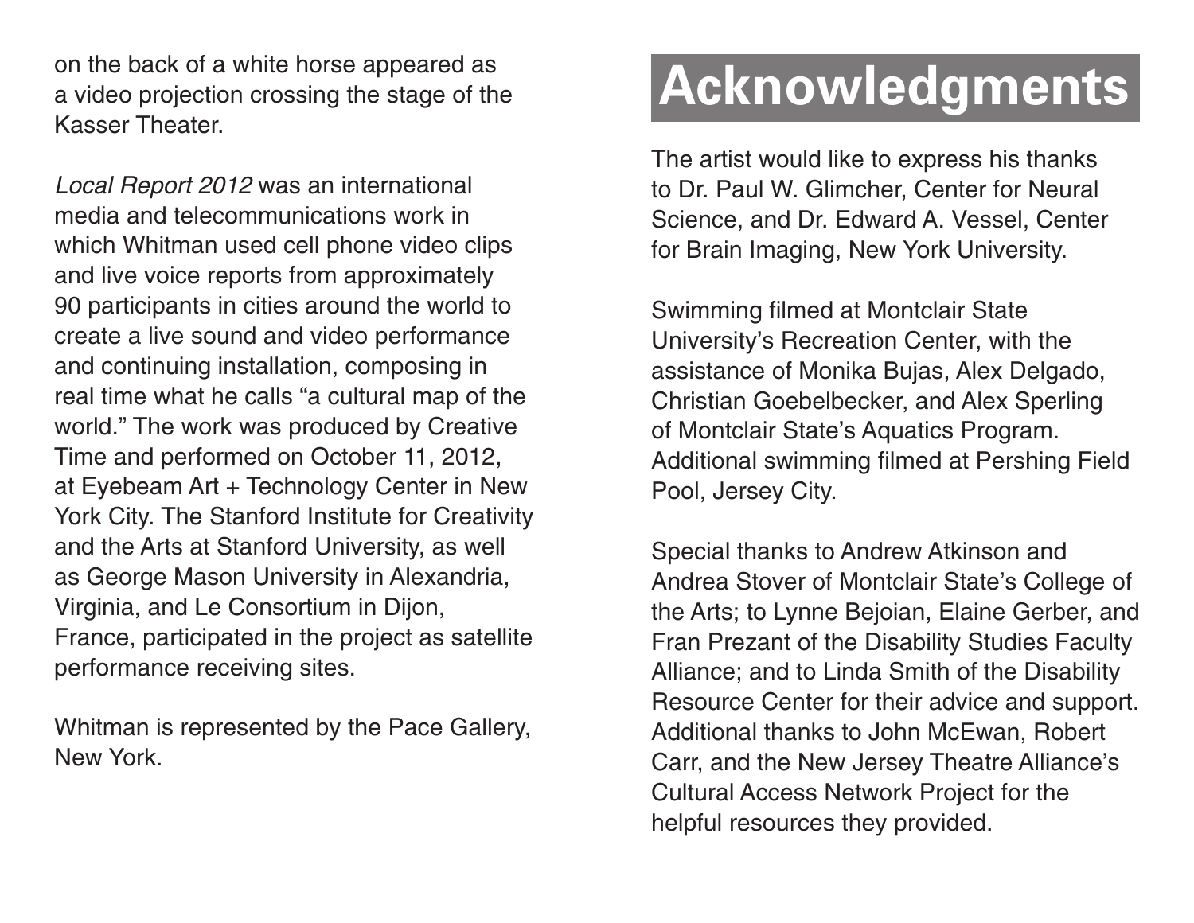on the back of a white horse appeared as a video projection crossing the stage of the Kasser Theater.

*Local Report 2012* was an international media and telecommunications work in which Whitman used cell phone video clips and live voice reports from approximately 90 participants in cities around the world to create a live sound and video performance and continuing installation, composing in real time what he calls “a cultural map of the world.” The work was produced by Creative Time and performed on October 11, 2012, at Eyebeam Art + Technology Center in New York City. The Stanford Institute for Creativity and the Arts at Stanford University, as well as George Mason University in Alexandria, Virginia, and Le Consortium in Dijon, France, participated in the project as satellite performance receiving sites.

Whitman is represented by the Pace Gallery, New York.

# Acknowledgments

The artist would like to express his thanks to Dr. Paul W. Glimcher, Center for Neural Science, and Dr. Edward A. Vessel, Center for Brain Imaging, New York University.

Swimming filmed at Montclair State University’s Recreation Center, with the assistance of Monika Bujas, Alex Delgado, Christian Goebelbecker, and Alex Sperling of Montclair State’s Aquatics Program. Additional swimming filmed at Pershing Field Pool, Jersey City.

Special thanks to Andrew Atkinson and Andrea Stover of Montclair State’s College of the Arts; to Lynne Bejoian, Elaine Gerber, and Fran Prezant of the Disability Studies Faculty Alliance; and to Linda Smith of the Disability Resource Center for their advice and support. Additional thanks to John McEwan, Robert Carr, and the New Jersey Theatre Alliance’s Cultural Access Network Project for the helpful resources they provided.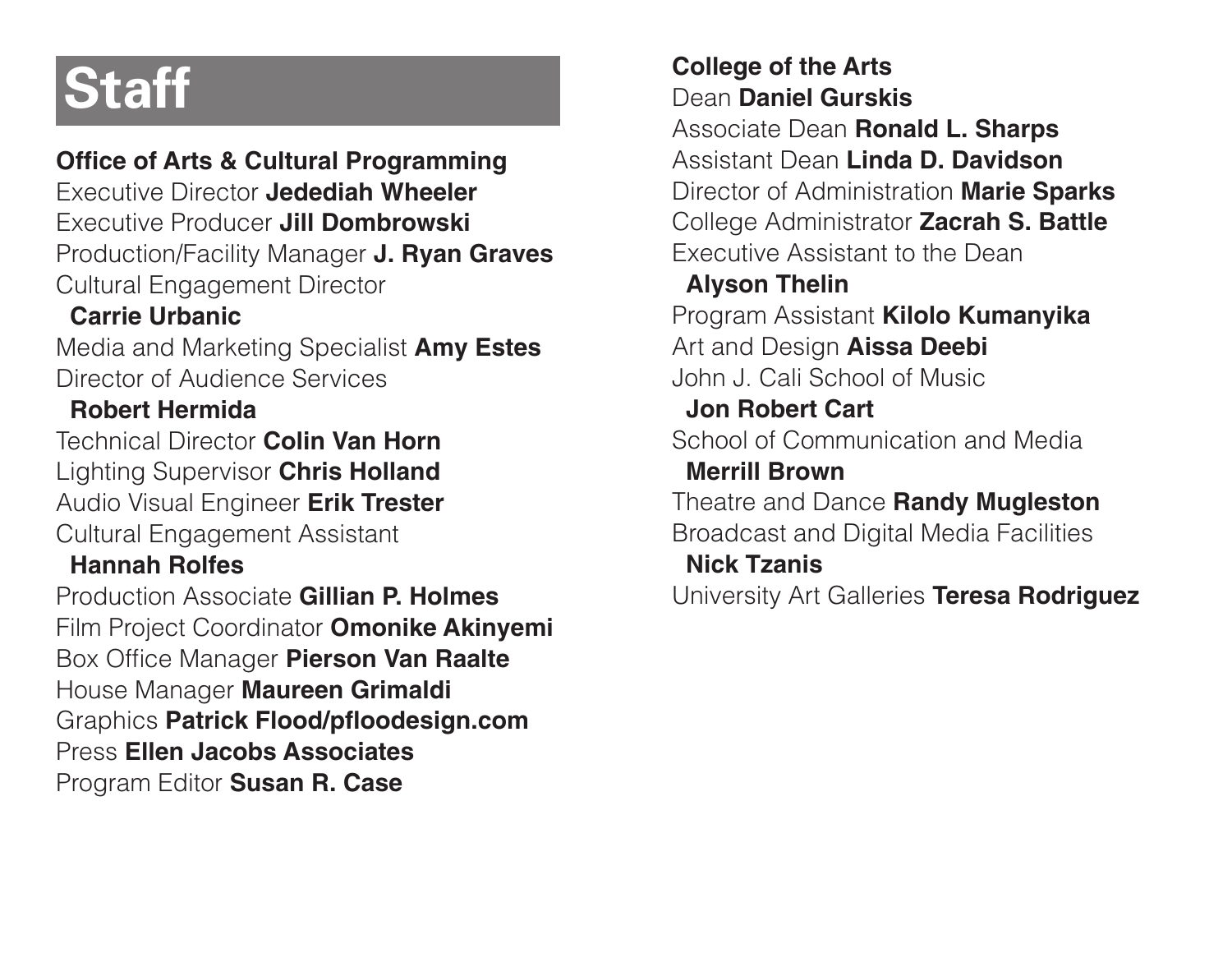# Staff

**Office of Arts & Cultural Programming**

Executive Director **Jedediah Wheeler**
Executive Producer **Jill Dombrowski**
Production/Facility Manager **J. Ryan Graves**
Cultural Engagement Director **Carrie Urbanic**
Media and Marketing Specialist **Amy Estes**
Director of Audience Services **Robert Hermida**
Technical Director **Colin Van Horn**
Lighting Supervisor **Chris Holland**
Audio Visual Engineer **Erik Trester**
Cultural Engagement Assistant **Hannah Rolfes**
Production Associate **Gillian P. Holmes**
Film Project Coordinator **Omonike Akinyemi**
Box Office Manager **Pierson Van Raalte**
House Manager **Maureen Grimaldi**
Graphics **Patrick Flood/pfloodesign.com**
Press **Ellen Jacobs Associates**
Program Editor **Susan R. Case**

**College of the Arts**

Dean **Daniel Gurskis**
Associate Dean **Ronald L. Sharps**
Assistant Dean **Linda D. Davidson**
Director of Administration **Marie Sparks**
College Administrator **Zacrah S. Battle**
Executive Assistant to the Dean **Alyson Thelin**
Program Assistant **Kilolo Kumanyika**
Art and Design **Aissa Deebi**
John J. Cali School of Music **Jon Robert Cart**
School of Communication and Media **Merrill Brown**
Theatre and Dance **Randy Mugleston**
Broadcast and Digital Media Facilities **Nick Tzanis**
University Art Galleries **Teresa Rodriguez**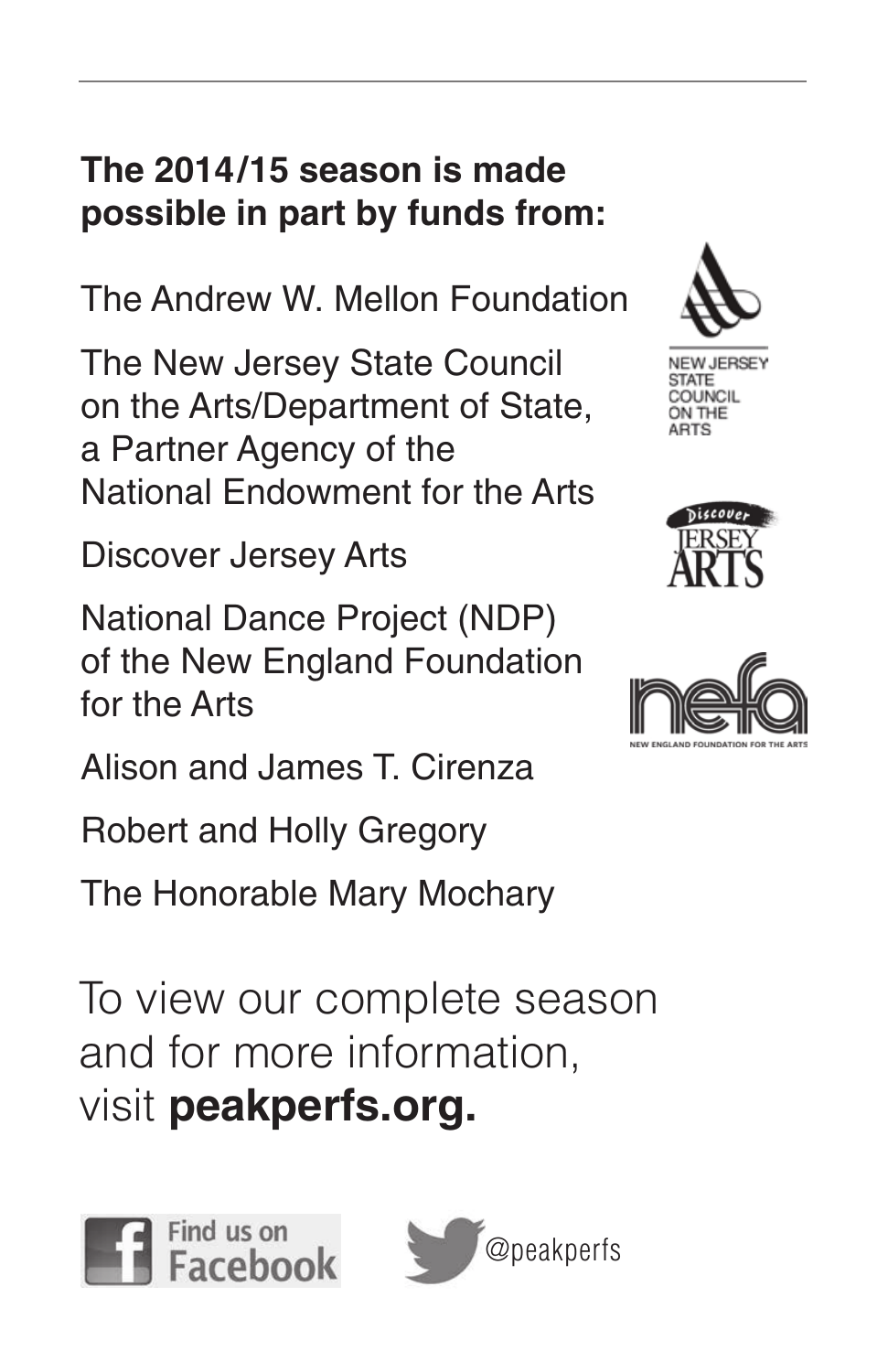**The 2014/15 season is made possible in part by funds from:**

The Andrew W. Mellon Foundation

The New Jersey State Council on the Arts/Department of State, a Partner Agency of the National Endowment for the Arts

Discover Jersey Arts

National Dance Project (NDP) of the New England Foundation for the Arts

Alison and James T. Cirenza

Robert and Holly Gregory

The Honorable Mary Mochary

To view our complete season and for more information, visit **peakperfs.org.**

Find us on Facebook

@peakperfs